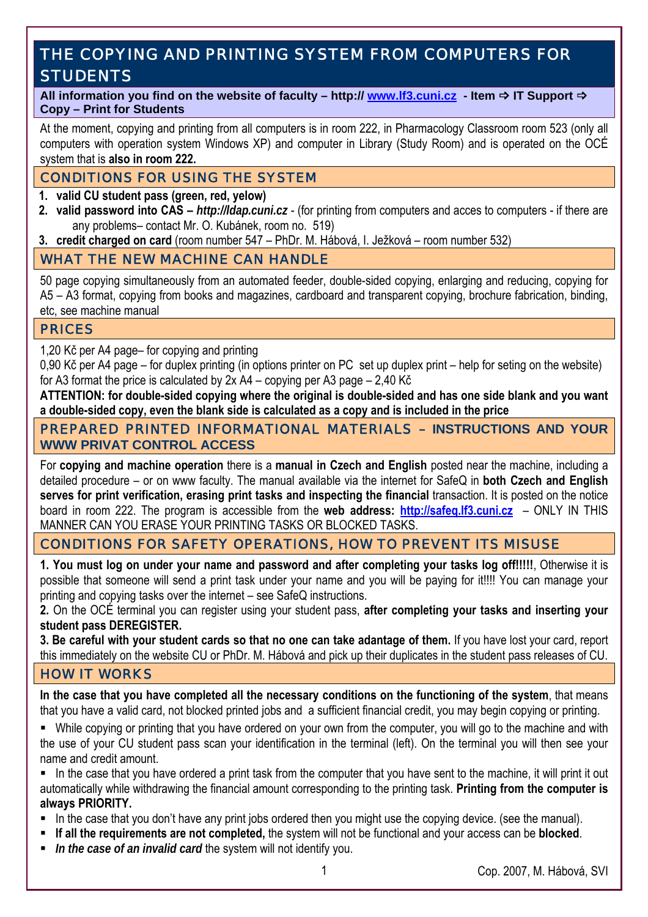# THE COPYING AND PRINTING SYSTEM FROM COMPUTERS FOR STUDENTS

**All information you find on the website of faculty – http:// www.lf3.cuni.cz - Item ⇨ IT Support ⇨ Copy – Print for Students**

At the moment, copying and printing from all computers is in room 222, in Pharmacology Classroom room 523 (only all computers with operation system Windows XP) and computer in Library (Study Room) and is operated on the OCÉ system that is **also in room 222.**

## CONDITIONS FOR USING THE SYSTEM

1. **valid CU student pass (green, red, yelow)**
2. **valid password into CAS –** ***http://ldap.cuni.cz*** - (for printing from computers and acces to computers - if there are any problems– contact Mr. O. Kubánek, room no. 519)
3. **credit charged on card** (room number 547 – PhDr. M. Hábová, I. Ježková – room number 532)

## WHAT THE NEW MACHINE CAN HANDLE

50 page copying simultaneously from an automated feeder, double-sided copying, enlarging and reducing, copying for A5 – A3 format, copying from books and magazines, cardboard and transparent copying, brochure fabrication, binding, etc, see machine manual

## PRICES

1,20 Kč per A4 page– for copying and printing
0,90 Kč per A4 page – for duplex printing (in options printer on PC set up duplex print – help for seting on the website)
for A3 format the price is calculated by 2x A4 – copying per A3 page – 2,40 Kč

**ATTENTION: for double-sided copying where the original is double-sided and has one side blank and you want a double-sided copy, even the blank side is calculated as a copy and is included in the price**

## PREPARED PRINTED INFORMATIONAL MATERIALS – INSTRUCTIONS AND YOUR WWW PRIVAT CONTROL ACCESS

For **copying and machine operation** there is a **manual in Czech and English** posted near the machine, including a detailed procedure – or on www faculty. The manual available via the internet for SafeQ in **both Czech and English serves for print verification, erasing print tasks and inspecting the financial** transaction. It is posted on the notice board in room 222. The program is accessible from the **web address: http://safeq.lf3.cuni.cz** – ONLY IN THIS MANNER CAN YOU ERASE YOUR PRINTING TASKS OR BLOCKED TASKS.

## CONDITIONS FOR SAFETY OPERATIONS, HOW TO PREVENT ITS MISUSE

**1. You must log on under your name and password and after completing your tasks log off!!!!!**, Otherwise it is possible that someone will send a print task under your name and you will be paying for it!!!! You can manage your printing and copying tasks over the internet – see SafeQ instructions.

**2.** On the OCÉ terminal you can register using your student pass, **after completing your tasks and inserting your student pass DEREGISTER.**

**3. Be careful with your student cards so that no one can take adantage of them.** If you have lost your card, report this immediately on the website CU or PhDr. M. Hábová and pick up their duplicates in the student pass releases of CU.

## HOW IT WORKS

**In the case that you have completed all the necessary conditions on the functioning of the system**, that means that you have a valid card, not blocked printed jobs and a sufficient financial credit, you may begin copying or printing.

- While copying or printing that you have ordered on your own from the computer, you will go to the machine and with the use of your CU student pass scan your identification in the terminal (left). On the terminal you will then see your name and credit amount.
- In the case that you have ordered a print task from the computer that you have sent to the machine, it will print it out automatically while withdrawing the financial amount corresponding to the printing task. **Printing from the computer is always PRIORITY.**
- In the case that you don't have any print jobs ordered then you might use the copying device. (see the manual).
- **If all the requirements are not completed,** the system will not be functional and your access can be **blocked**.
- ***In the case of an invalid card*** the system will not identify you.

Cop. 2007, M. Hábová, SVI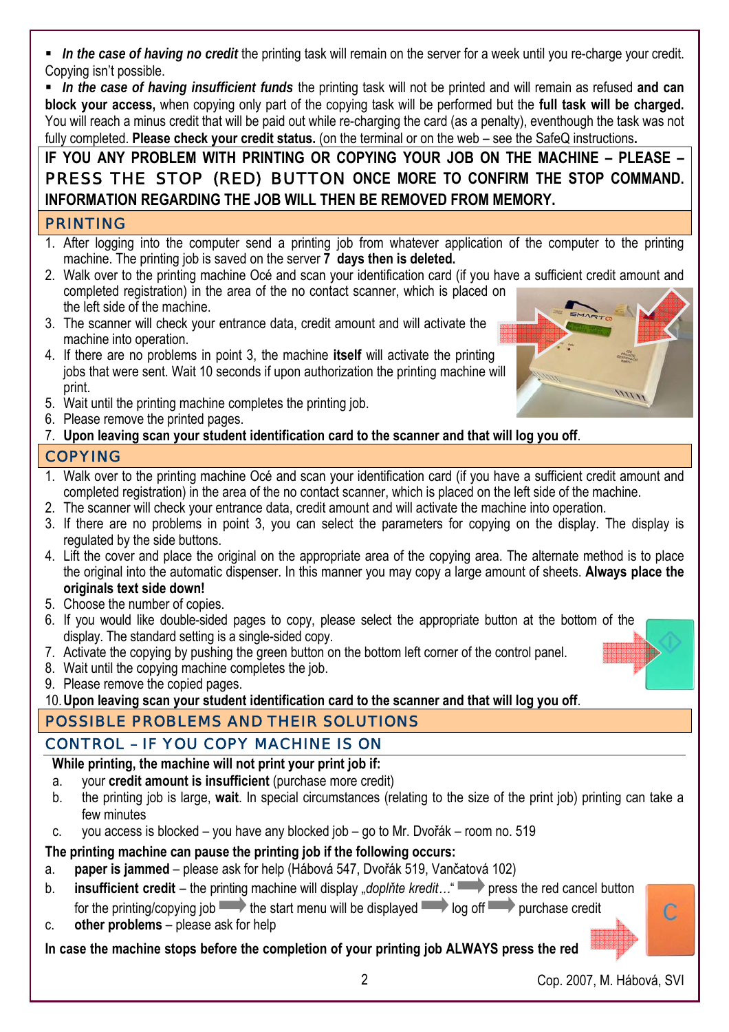- ***In the case of having no credit*** the printing task will remain on the server for a week until you re-charge your credit. Copying isn't possible.
- ***In the case of having insufficient funds*** the printing task will not be printed and will remain as refused **and can block your access,** when copying only part of the copying task will be performed but the **full task will be charged.** You will reach a minus credit that will be paid out while re-charging the card (as a penalty), eventhough the task was not fully completed. **Please check your credit status.** (on the terminal or on the web – see the SafeQ instructions**.**

**IF YOU ANY PROBLEM WITH PRINTING OR COPYING YOUR JOB ON THE MACHINE – PLEASE – PRESS THE STOP (RED) BUTTON ONCE MORE TO CONFIRM THE STOP COMMAND. INFORMATION REGARDING THE JOB WILL THEN BE REMOVED FROM MEMORY.**

## PRINTING

1. After logging into the computer send a printing job from whatever application of the computer to the printing machine. The printing job is saved on the server **7 days then is deleted.**
2. Walk over to the printing machine Océ and scan your identification card (if you have a sufficient credit amount and completed registration) in the area of the no contact scanner, which is placed on the left side of the machine.
3. The scanner will check your entrance data, credit amount and will activate the machine into operation.
4. If there are no problems in point 3, the machine **itself** will activate the printing jobs that were sent. Wait 10 seconds if upon authorization the printing machine will print.
5. Wait until the printing machine completes the printing job.
6. Please remove the printed pages.
7. **Upon leaving scan your student identification card to the scanner and that will log you off**.

## COPYING

1. Walk over to the printing machine Océ and scan your identification card (if you have a sufficient credit amount and completed registration) in the area of the no contact scanner, which is placed on the left side of the machine.
2. The scanner will check your entrance data, credit amount and will activate the machine into operation.
3. If there are no problems in point 3, you can select the parameters for copying on the display. The display is regulated by the side buttons.
4. Lift the cover and place the original on the appropriate area of the copying area. The alternate method is to place the original into the automatic dispenser. In this manner you may copy a large amount of sheets. **Always place the originals text side down!**
5. Choose the number of copies.
6. If you would like double-sided pages to copy, please select the appropriate button at the bottom of the display. The standard setting is a single-sided copy.
7. Activate the copying by pushing the green button on the bottom left corner of the control panel.
8. Wait until the copying machine completes the job.
9. Please remove the copied pages.
10. **Upon leaving scan your student identification card to the scanner and that will log you off**.

## POSSIBLE PROBLEMS AND THEIR SOLUTIONS

### CONTROL – IF YOU COPY MACHINE IS ON

**While printing, the machine will not print your print job if:**

a. your **credit amount is insufficient** (purchase more credit)
b. the printing job is large, **wait**. In special circumstances (relating to the size of the print job) printing can take a few minutes
c. you access is blocked – you have any blocked job – go to Mr. Dvořák – room no. 519

**The printing machine can pause the printing job if the following occurs:**

a. **paper is jammed** – please ask for help (Hábová 547, Dvořák 519, Vančatová 102)
b. **insufficient credit** – the printing machine will display *„doplňte kredit…"* → press the red cancel button for the printing/copying job → the start menu will be displayed → log off → purchase credit
c. **other problems** – please ask for help

**In case the machine stops before the completion of your printing job ALWAYS press the red**

Cop. 2007, M. Hábová, SVI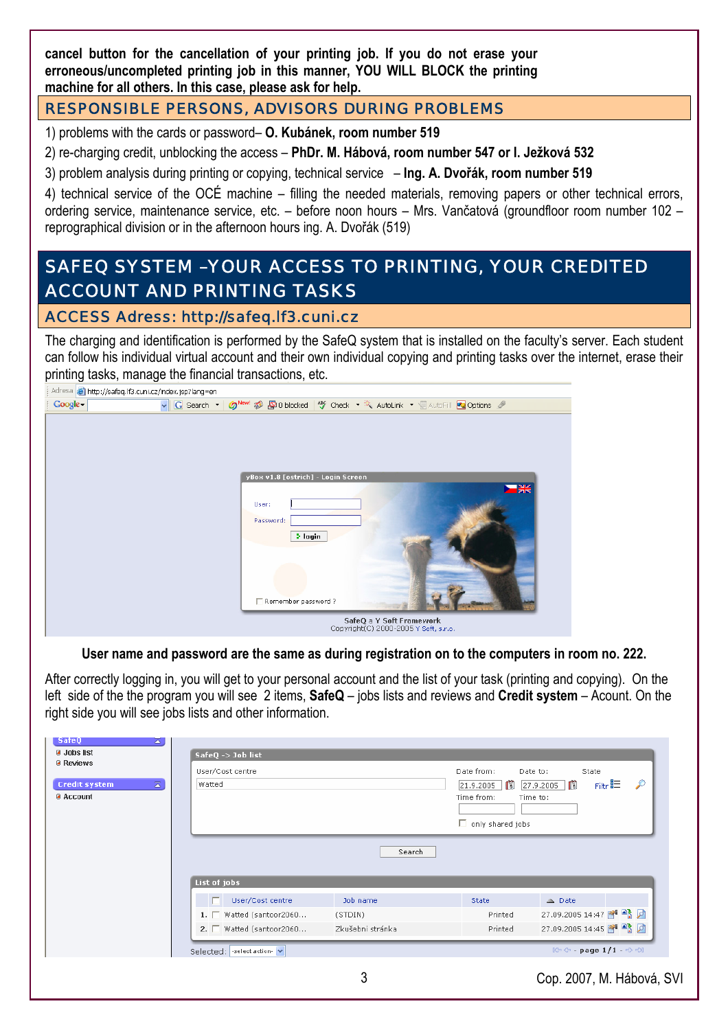**cancel button for the cancellation of your printing job. If you do not erase your erroneous/uncompleted printing job in this manner, YOU WILL BLOCK the printing machine for all others. In this case, please ask for help.**

## RESPONSIBLE PERSONS, ADVISORS DURING PROBLEMS

1) problems with the cards or password– **O. Kubánek, room number 519**

2) re-charging credit, unblocking the access – **PhDr. M. Hábová, room number 547 or I. Ježková 532**

3) problem analysis during printing or copying, technical service – **Ing. A. Dvořák, room number 519**

4) technical service of the OCÉ machine – filling the needed materials, removing papers or other technical errors, ordering service, maintenance service, etc. – before noon hours – Mrs. Vančatová (groundfloor room number 102 – reprographical division or in the afternoon hours ing. A. Dvořák (519)

# SAFEQ SYSTEM –YOUR ACCESS TO PRINTING, YOUR CREDITED ACCOUNT AND PRINTING TASKS

## ACCESS Adress: http://safeq.lf3.cuni.cz

The charging and identification is performed by the SafeQ system that is installed on the faculty's server. Each student can follow his individual virtual account and their own individual copying and printing tasks over the internet, erase their printing tasks, manage the financial transactions, etc.

**User name and password are the same as during registration on to the computers in room no. 222.**

After correctly logging in, you will get to your personal account and the list of your task (printing and copying). On the left side of the the program you will see 2 items, **SafeQ** – jobs lists and reviews and **Credit system** – Acount. On the right side you will see jobs lists and other information.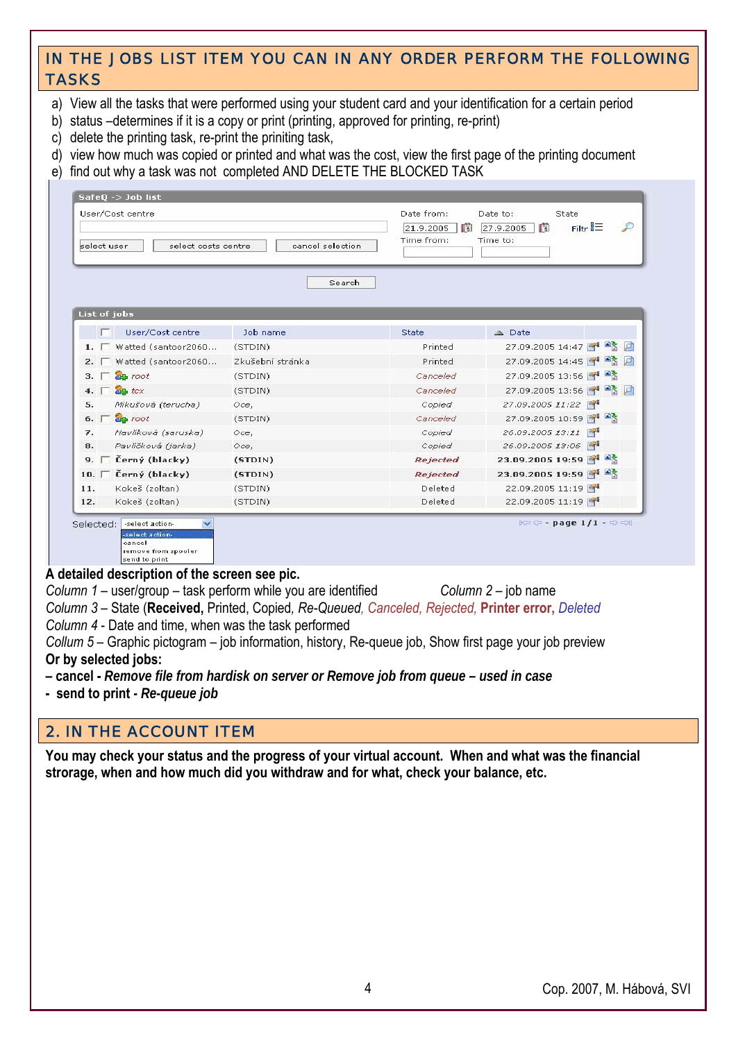## IN THE JOBS LIST ITEM YOU CAN IN ANY ORDER PERFORM THE FOLLOWING TASKS

a) View all the tasks that were performed using your student card and your identification for a certain period
b) status –determines if it is a copy or print (printing, approved for printing, re-print)
c) delete the printing task, re-print the priniting task,
d) view how much was copied or printed and what was the cost, view the first page of the printing document
e) find out why a task was not completed AND DELETE THE BLOCKED TASK

SafeQ -> Job list

User/Cost centre | Date from: 21.9.2005 | Date to: 27.9.2005 | State | Filtr
Time from: | Time to:

select user | select costs centre | cancel selection

Search

List of jobs

| | User/Cost centre | Job name | State | Date |
|---|---|---|---|---|
| 1. | Watted (santoor2060... | (STDIN) | Printed | 27.09.2005 14:47 |
| 2. | Watted (santoor2060... | Zkušební stránka | Printed | 27.09.2005 14:45 |
| 3. | root | (STDIN) | Canceled | 27.09.2005 13:56 |
| 4. | tcx | (STDIN) | Canceled | 27.09.2005 13:56 |
| 5. | Mikušová (terucha) | Oce, | Copied | 27.09.2005 11:22 |
| 6. | root | (STDIN) | Canceled | 27.09.2005 10:59 |
| 7. | Havlíková (saruska) | Oce, | Copied | 26.09.2005 13:11 |
| 8. | Pavlíčková (jarka) | Oce, | Copied | 26.09.2005 13:06 |
| 9. | Černý (blacky) | (STDIN) | Rejected | 23.09.2005 19:59 |
| 10. | Černý (blacky) | (STDIN) | Rejected | 23.09.2005 19:59 |
| 11. | Kokeš (zoltan) | (STDIN) | Deleted | 22.09.2005 11:19 |
| 12. | Kokeš (zoltan) | (STDIN) | Deleted | 22.09.2005 11:19 |

Selected: -select action- (-select action- / cancel / remove from spooler / send to print) — page 1/1

**A detailed description of the screen see pic.**

*Column 1* – user/group – task perform while you are identified

*Column 2* – job name

*Column 3* – State (**Received,** Printed, Copied, *Re-Queued, Canceled, Rejected,* **Printer error,** *Deleted*

*Column 4* - Date and time, when was the task performed

*Collum 5* – Graphic pictogram – job information, history, Re-queue job, Show first page your job preview

**Or by selected jobs:**

**– cancel -** ***Remove file from hardisk on server or Remove job from queue – used in case***

**- send to print -** ***Re-queue job***

## 2. IN THE ACCOUNT ITEM

**You may check your status and the progress of your virtual account. When and what was the financial storage, when and how much did you withdraw and for what, check your balance, etc.**